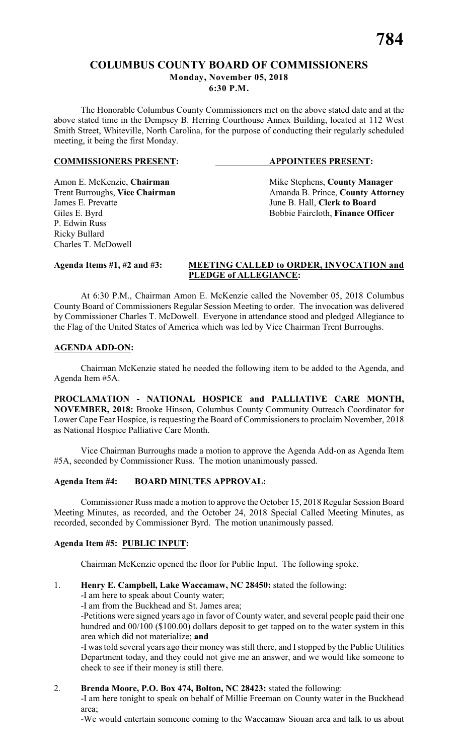# COLUMBUS COUNTY BOARD OF COMMISSIONERS

**Monday, November 05, 2018**

**6:30 P.M.**

The Honorable Columbus County Commissioners met on the above stated date and at the above stated time in the Dempsey B. Herring Courthouse Annex Building, located at 112 West Smith Street, Whiteville, North Carolina, for the purpose of conducting their regularly scheduled meeting, it being the first Monday.

| **COMMISSIONERS PRESENT:** | **APPOINTEES PRESENT:** |
|---|---|
| Amon E. McKenzie, **Chairman** | Mike Stephens, **County Manager** |
| Trent Burroughs, **Vice Chairman** | Amanda B. Prince, **County Attorney** |
| James E. Prevatte | June B. Hall, **Clerk to Board** |
| Giles E. Byrd | Bobbie Faircloth, **Finance Officer** |
| P. Edwin Russ | |
| Ricky Bullard | |
| Charles T. McDowell | |

**Agenda Items #1, #2 and #3: MEETING CALLED to ORDER, INVOCATION and PLEDGE of ALLEGIANCE:**

At 6:30 P.M., Chairman Amon E. McKenzie called the November 05, 2018 Columbus County Board of Commissioners Regular Session Meeting to order. The invocation was delivered by Commissioner Charles T. McDowell. Everyone in attendance stood and pledged Allegiance to the Flag of the United States of America which was led by Vice Chairman Trent Burroughs.

**AGENDA ADD-ON:**

Chairman McKenzie stated he needed the following item to be added to the Agenda, and Agenda Item #5A.

**PROCLAMATION - NATIONAL HOSPICE and PALLIATIVE CARE MONTH, NOVEMBER, 2018:** Brooke Hinson, Columbus County Community Outreach Coordinator for Lower Cape Fear Hospice, is requesting the Board of Commissioners to proclaim November, 2018 as National Hospice Palliative Care Month.

Vice Chairman Burroughs made a motion to approve the Agenda Add-on as Agenda Item #5A, seconded by Commissioner Russ. The motion unanimously passed.

**Agenda Item #4: BOARD MINUTES APPROVAL:**

Commissioner Russ made a motion to approve the October 15, 2018 Regular Session Board Meeting Minutes, as recorded, and the October 24, 2018 Special Called Meeting Minutes, as recorded, seconded by Commissioner Byrd. The motion unanimously passed.

**Agenda Item #5: PUBLIC INPUT:**

Chairman McKenzie opened the floor for Public Input. The following spoke.

1. **Henry E. Campbell, Lake Waccamaw, NC 28450:** stated the following:
   - -I am here to speak about County water;
   - -I am from the Buckhead and St. James area;
   - -Petitions were signed years ago in favor of County water, and several people paid their one hundred and 00/100 ($100.00) dollars deposit to get tapped on to the water system in this area which did not materialize; **and**
   - -I was told several years ago their money was still there, and I stopped by the Public Utilities Department today, and they could not give me an answer, and we would like someone to check to see if their money is still there.

2. **Brenda Moore, P.O. Box 474, Bolton, NC 28423:** stated the following:
   - -I am here tonight to speak on behalf of Millie Freeman on County water in the Buckhead area;
   - -We would entertain someone coming to the Waccamaw Siouan area and talk to us about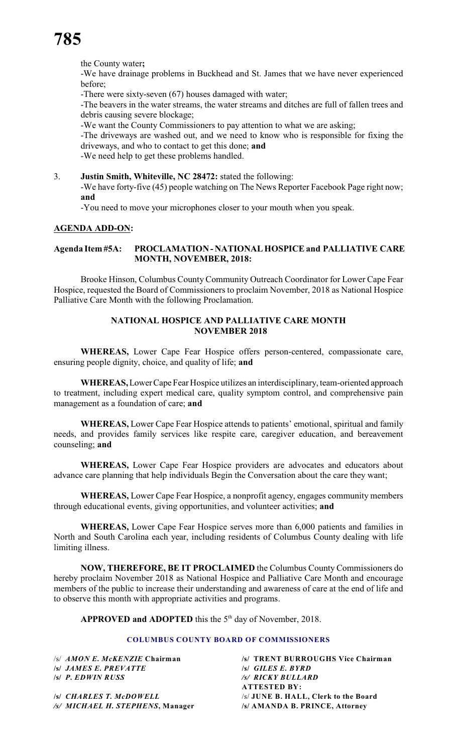the County water**;**

-We have drainage problems in Buckhead and St. James that we have never experienced before;

-There were sixty-seven (67) houses damaged with water;

-The beavers in the water streams, the water streams and ditches are full of fallen trees and debris causing severe blockage;

-We want the County Commissioners to pay attention to what we are asking;

-The driveways are washed out, and we need to know who is responsible for fixing the driveways, and who to contact to get this done; **and**

-We need help to get these problems handled.

3. **Justin Smith, Whiteville, NC 28472:** stated the following:

   -We have forty-five (45) people watching on The News Reporter Facebook Page right now; **and**

   -You need to move your microphones closer to your mouth when you speak.

**AGENDA ADD-ON:**

**Agenda Item #5A: PROCLAMATION - NATIONAL HOSPICE and PALLIATIVE CARE MONTH, NOVEMBER, 2018:**

Brooke Hinson, Columbus County Community Outreach Coordinator for Lower Cape Fear Hospice, requested the Board of Commissioners to proclaim November, 2018 as National Hospice Palliative Care Month with the following Proclamation.

**NATIONAL HOSPICE AND PALLIATIVE CARE MONTH**
**NOVEMBER 2018**

**WHEREAS,** Lower Cape Fear Hospice offers person-centered, compassionate care, ensuring people dignity, choice, and quality of life; **and**

**WHEREAS,** Lower Cape Fear Hospice utilizes an interdisciplinary, team-oriented approach to treatment, including expert medical care, quality symptom control, and comprehensive pain management as a foundation of care; **and**

**WHEREAS,** Lower Cape Fear Hospice attends to patients' emotional, spiritual and family needs, and provides family services like respite care, caregiver education, and bereavement counseling; **and**

**WHEREAS,** Lower Cape Fear Hospice providers are advocates and educators about advance care planning that help individuals Begin the Conversation about the care they want;

**WHEREAS,** Lower Cape Fear Hospice, a nonprofit agency, engages community members through educational events, giving opportunities, and volunteer activities; **and**

**WHEREAS,** Lower Cape Fear Hospice serves more than 6,000 patients and families in North and South Carolina each year, including residents of Columbus County dealing with life limiting illness.

**NOW, THEREFORE, BE IT PROCLAIMED** the Columbus County Commissioners do hereby proclaim November 2018 as National Hospice and Palliative Care Month and encourage members of the public to increase their understanding and awareness of care at the end of life and to observe this month with appropriate activities and programs.

**APPROVED and ADOPTED** this the 5th day of November, 2018.

**COLUMBUS COUNTY BOARD OF COMMISSIONERS**

| | |
|---|---|
| /s/ ***AMON E. McKENZIE* Chairman** | **/s/ TRENT BURROUGHS Vice Chairman** |
| **/s/ *JAMES E. PREVATTE*** | **/s/ *GILES E. BYRD*** |
| **/s/ *P. EDWIN RUSS*** | ***/s/ RICKY BULLARD*** |
| | **ATTESTED BY:** |
| **/s/ *CHARLES T. McDOWELL*** | /s/ **JUNE B. HALL, Clerk to the Board** |
| ***/s/ MICHAEL H. STEPHENS*, Manager** | **/s/ AMANDA B. PRINCE, Attorney** |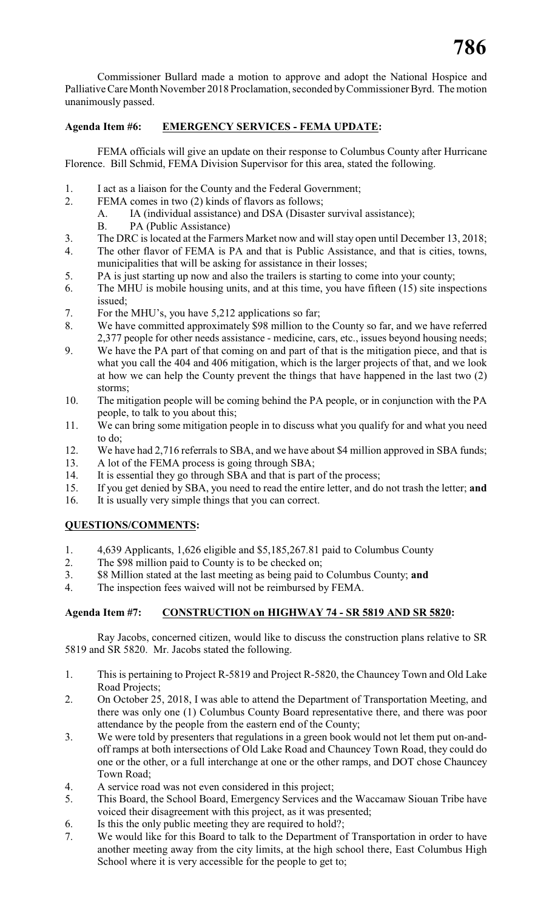Commissioner Bullard made a motion to approve and adopt the National Hospice and Palliative Care Month November 2018 Proclamation, seconded by Commissioner Byrd. The motion unanimously passed.

**Agenda Item #6: EMERGENCY SERVICES - FEMA UPDATE:**

FEMA officials will give an update on their response to Columbus County after Hurricane Florence. Bill Schmid, FEMA Division Supervisor for this area, stated the following.

1. I act as a liaison for the County and the Federal Government;
2. FEMA comes in two (2) kinds of flavors as follows;
   - A. IA (individual assistance) and DSA (Disaster survival assistance);
   - B. PA (Public Assistance)
3. The DRC is located at the Farmers Market now and will stay open until December 13, 2018;
4. The other flavor of FEMA is PA and that is Public Assistance, and that is cities, towns, municipalities that will be asking for assistance in their losses;
5. PA is just starting up now and also the trailers is starting to come into your county;
6. The MHU is mobile housing units, and at this time, you have fifteen (15) site inspections issued;
7. For the MHU's, you have 5,212 applications so far;
8. We have committed approximately $98 million to the County so far, and we have referred 2,377 people for other needs assistance - medicine, cars, etc., issues beyond housing needs;
9. We have the PA part of that coming on and part of that is the mitigation piece, and that is what you call the 404 and 406 mitigation, which is the larger projects of that, and we look at how we can help the County prevent the things that have happened in the last two (2) storms;
10. The mitigation people will be coming behind the PA people, or in conjunction with the PA people, to talk to you about this;
11. We can bring some mitigation people in to discuss what you qualify for and what you need to do;
12. We have had 2,716 referrals to SBA, and we have about $4 million approved in SBA funds;
13. A lot of the FEMA process is going through SBA;
14. It is essential they go through SBA and that is part of the process;
15. If you get denied by SBA, you need to read the entire letter, and do not trash the letter; **and**
16. It is usually very simple things that you can correct.

**QUESTIONS/COMMENTS:**

1. 4,639 Applicants, 1,626 eligible and $5,185,267.81 paid to Columbus County
2. The $98 million paid to County is to be checked on;
3. $8 Million stated at the last meeting as being paid to Columbus County; **and**
4. The inspection fees waived will not be reimbursed by FEMA.

**Agenda Item #7: CONSTRUCTION on HIGHWAY 74 - SR 5819 AND SR 5820:**

Ray Jacobs, concerned citizen, would like to discuss the construction plans relative to SR 5819 and SR 5820. Mr. Jacobs stated the following.

1. This is pertaining to Project R-5819 and Project R-5820, the Chauncey Town and Old Lake Road Projects;
2. On October 25, 2018, I was able to attend the Department of Transportation Meeting, and there was only one (1) Columbus County Board representative there, and there was poor attendance by the people from the eastern end of the County;
3. We were told by presenters that regulations in a green book would not let them put on-and-off ramps at both intersections of Old Lake Road and Chauncey Town Road, they could do one or the other, or a full interchange at one or the other ramps, and DOT chose Chauncey Town Road;
4. A service road was not even considered in this project;
5. This Board, the School Board, Emergency Services and the Waccamaw Siouan Tribe have voiced their disagreement with this project, as it was presented;
6. Is this the only public meeting they are required to hold?;
7. We would like for this Board to talk to the Department of Transportation in order to have another meeting away from the city limits, at the high school there, East Columbus High School where it is very accessible for the people to get to;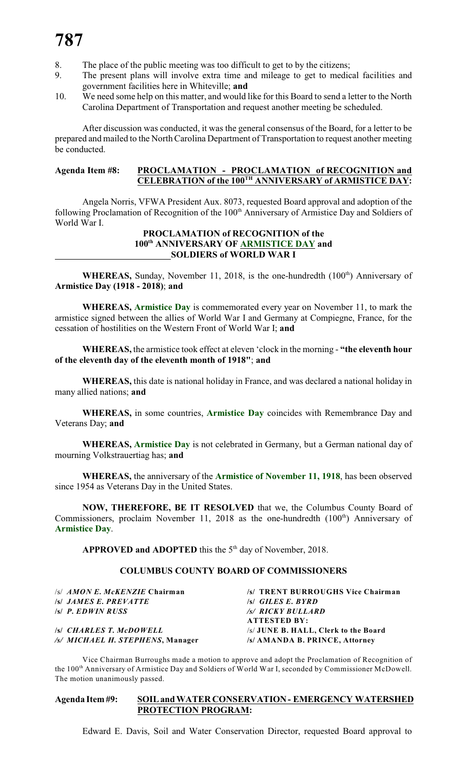8. The place of the public meeting was too difficult to get to by the citizens;
9. The present plans will involve extra time and mileage to get to medical facilities and government facilities here in Whiteville; **and**
10. We need some help on this matter, and would like for this Board to send a letter to the North Carolina Department of Transportation and request another meeting be scheduled.

After discussion was conducted, it was the general consensus of the Board, for a letter to be prepared and mailed to the North Carolina Department of Transportation to request another meeting be conducted.

**Agenda Item #8: PROCLAMATION - PROCLAMATION of RECOGNITION and CELEBRATION of the 100TH ANNIVERSARY of ARMISTICE DAY:**

Angela Norris, VFWA President Aux. 8073, requested Board approval and adoption of the following Proclamation of Recognition of the 100th Anniversary of Armistice Day and Soldiers of World War I.

**PROCLAMATION of RECOGNITION of the 100th ANNIVERSARY OF ARMISTICE DAY and SOLDIERS of WORLD WAR I**

**WHEREAS,** Sunday, November 11, 2018, is the one-hundredth (100th) Anniversary of **Armistice Day (1918 - 2018)**; **and**

**WHEREAS, Armistice Day** is commemorated every year on November 11, to mark the armistice signed between the allies of World War I and Germany at Compiegne, France, for the cessation of hostilities on the Western Front of World War I; **and**

**WHEREAS,** the armistice took effect at eleven 'clock in the morning - **"the eleventh hour of the eleventh day of the eleventh month of 1918"**; **and**

**WHEREAS,** this date is national holiday in France, and was declared a national holiday in many allied nations; **and**

**WHEREAS,** in some countries, **Armistice Day** coincides with Remembrance Day and Veterans Day; **and**

**WHEREAS, Armistice Day** is not celebrated in Germany, but a German national day of mourning Volkstrauertiag has; **and**

**WHEREAS,** the anniversary of the **Armistice of November 11, 1918**, has been observed since 1954 as Veterans Day in the United States.

**NOW, THEREFORE, BE IT RESOLVED** that we, the Columbus County Board of Commissioners, proclaim November 11, 2018 as the one-hundredth (100th) Anniversary of **Armistice Day**.

**APPROVED and ADOPTED** this the 5th day of November, 2018.

**COLUMBUS COUNTY BOARD OF COMMISSIONERS**

| | |
|---|---|
| /s/ ***AMON E. McKENZIE* Chairman** | **/s/ TRENT BURROUGHS Vice Chairman** |
| **/s/ *JAMES E. PREVATTE*** | **/s/ *GILES E. BYRD*** |
| **/s/ *P. EDWIN RUSS*** | ***/s/ RICKY BULLARD*** |
| | **ATTESTED BY:** |
| **/s/ *CHARLES T. McDOWELL*** | /s/ **JUNE B. HALL, Clerk to the Board** |
| ***/s/ MICHAEL H. STEPHENS*, Manager** | **/s/ AMANDA B. PRINCE, Attorney** |

Vice Chairman Burroughs made a motion to approve and adopt the Proclamation of Recognition of the 100th Anniversary of Armistice Day and Soldiers of World War I, seconded by Commissioner McDowell. The motion unanimously passed.

**Agenda Item #9: SOIL and WATER CONSERVATION - EMERGENCY WATERSHED PROTECTION PROGRAM:**

Edward E. Davis, Soil and Water Conservation Director, requested Board approval to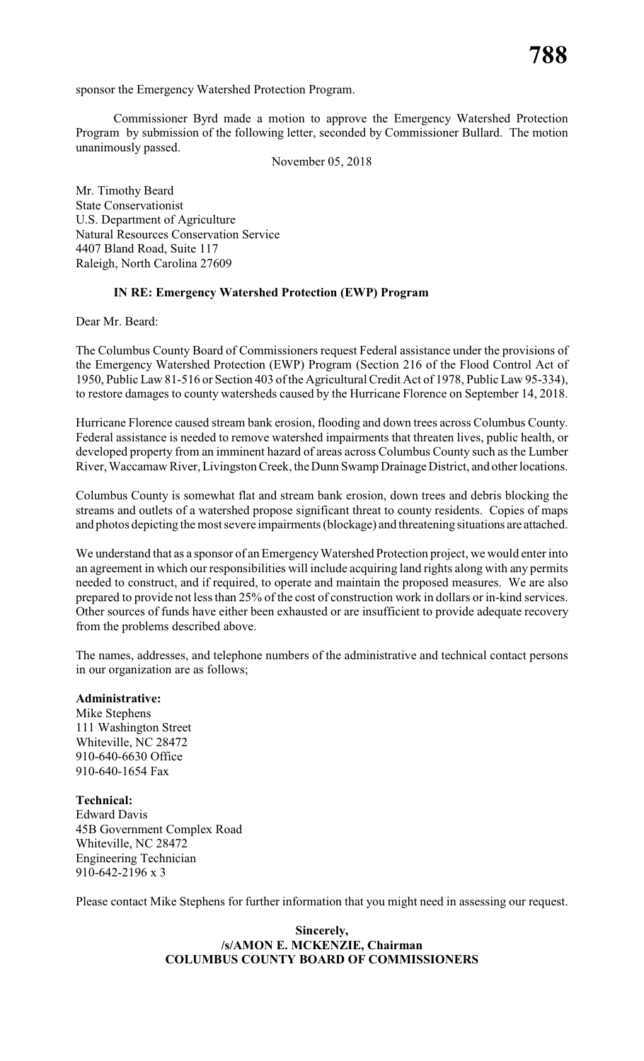sponsor the Emergency Watershed Protection Program.

Commissioner Byrd made a motion to approve the Emergency Watershed Protection Program by submission of the following letter, seconded by Commissioner Bullard. The motion unanimously passed.

November 05, 2018

Mr. Timothy Beard
State Conservationist
U.S. Department of Agriculture
Natural Resources Conservation Service
4407 Bland Road, Suite 117
Raleigh, North Carolina 27609

**IN RE: Emergency Watershed Protection (EWP) Program**

Dear Mr. Beard:

The Columbus County Board of Commissioners request Federal assistance under the provisions of the Emergency Watershed Protection (EWP) Program (Section 216 of the Flood Control Act of 1950, Public Law 81-516 or Section 403 of the Agricultural Credit Act of 1978, Public Law 95-334), to restore damages to county watersheds caused by the Hurricane Florence on September 14, 2018.

Hurricane Florence caused stream bank erosion, flooding and down trees across Columbus County. Federal assistance is needed to remove watershed impairments that threaten lives, public health, or developed property from an imminent hazard of areas across Columbus County such as the Lumber River, Waccamaw River, Livingston Creek, the Dunn Swamp Drainage District, and other locations.

Columbus County is somewhat flat and stream bank erosion, down trees and debris blocking the streams and outlets of a watershed propose significant threat to county residents. Copies of maps and photos depicting the most severe impairments (blockage) and threatening situations are attached.

We understand that as a sponsor of an Emergency Watershed Protection project, we would enter into an agreement in which our responsibilities will include acquiring land rights along with any permits needed to construct, and if required, to operate and maintain the proposed measures. We are also prepared to provide not less than 25% of the cost of construction work in dollars or in-kind services. Other sources of funds have either been exhausted or are insufficient to provide adequate recovery from the problems described above.

The names, addresses, and telephone numbers of the administrative and technical contact persons in our organization are as follows;

**Administrative:**
Mike Stephens
111 Washington Street
Whiteville, NC 28472
910-640-6630 Office
910-640-1654 Fax

**Technical:**
Edward Davis
45B Government Complex Road
Whiteville, NC 28472
Engineering Technician
910-642-2196 x 3

Please contact Mike Stephens for further information that you might need in assessing our request.

**Sincerely,**
**/s/AMON E. MCKENZIE, Chairman**
**COLUMBUS COUNTY BOARD OF COMMISSIONERS**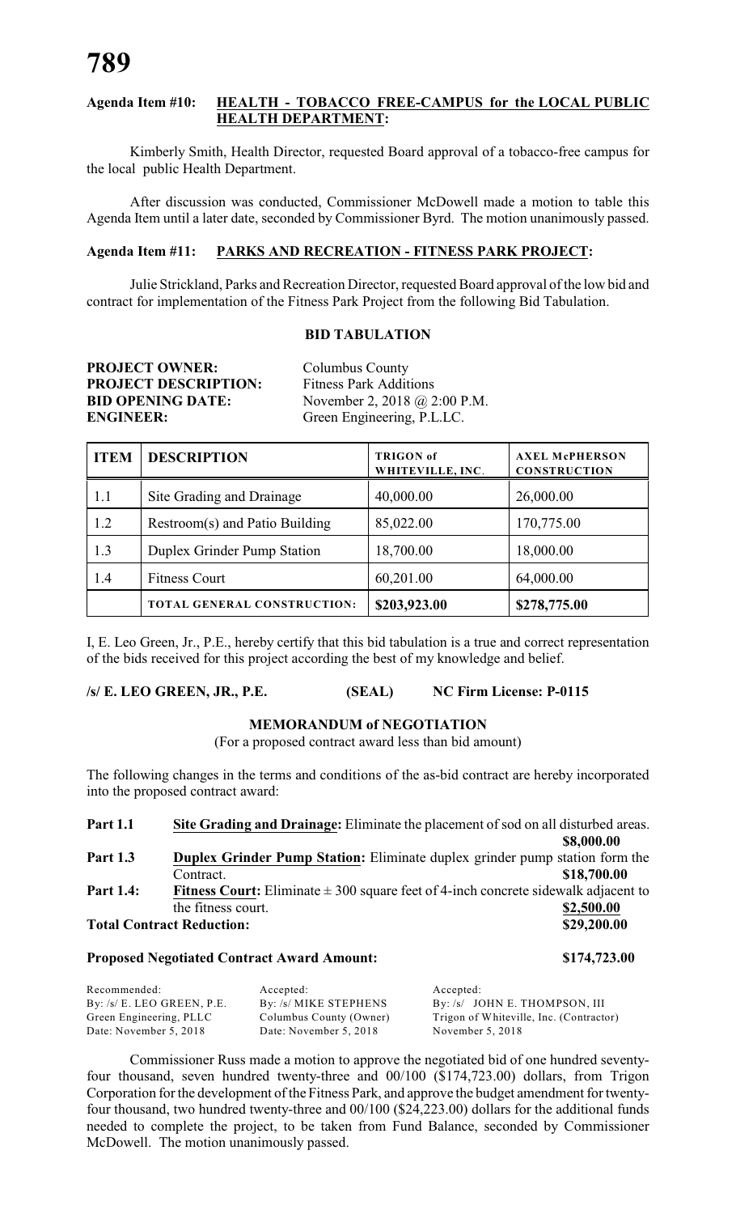**Agenda Item #10: HEALTH - TOBACCO FREE-CAMPUS for the LOCAL PUBLIC HEALTH DEPARTMENT:**

Kimberly Smith, Health Director, requested Board approval of a tobacco-free campus for the local public Health Department.

After discussion was conducted, Commissioner McDowell made a motion to table this Agenda Item until a later date, seconded by Commissioner Byrd. The motion unanimously passed.

**Agenda Item #11: PARKS AND RECREATION - FITNESS PARK PROJECT:**

Julie Strickland, Parks and Recreation Director, requested Board approval of the low bid and contract for implementation of the Fitness Park Project from the following Bid Tabulation.

**BID TABULATION**

**PROJECT OWNER:** Columbus County
**PROJECT DESCRIPTION:** Fitness Park Additions
**BID OPENING DATE:** November 2, 2018 @ 2:00 P.M.
**ENGINEER:** Green Engineering, P.L.LC.

| ITEM | DESCRIPTION | TRIGON of WHITEVILLE, INC. | AXEL McPHERSON CONSTRUCTION |
|---|---|---|---|
| 1.1 | Site Grading and Drainage | 40,000.00 | 26,000.00 |
| 1.2 | Restroom(s) and Patio Building | 85,022.00 | 170,775.00 |
| 1.3 | Duplex Grinder Pump Station | 18,700.00 | 18,000.00 |
| 1.4 | Fitness Court | 60,201.00 | 64,000.00 |
| | **TOTAL GENERAL CONSTRUCTION:** | **$203,923.00** | **$278,775.00** |

I, E. Leo Green, Jr., P.E., hereby certify that this bid tabulation is a true and correct representation of the bids received for this project according the best of my knowledge and belief.

**/s/ E. LEO GREEN, JR., P.E. (SEAL) NC Firm License: P-0115**

**MEMORANDUM of NEGOTIATION**

(For a proposed contract award less than bid amount)

The following changes in the terms and conditions of the as-bid contract are hereby incorporated into the proposed contract award:

**Part 1.1** **Site Grading and Drainage:** Eliminate the placement of sod on all disturbed areas. **$8,000.00**

**Part 1.3** **Duplex Grinder Pump Station:** Eliminate duplex grinder pump station form the Contract. **$18,700.00**

**Part 1.4:** **Fitness Court:** Eliminate ± 300 square feet of 4-inch concrete sidewalk adjacent to the fitness court. **$2,500.00**

**Total Contract Reduction:** **$29,200.00**

**Proposed Negotiated Contract Award Amount:** **$174,723.00**

| Recommended: | Accepted: | Accepted: |
|---|---|---|
| By: /s/ E. LEO GREEN, P.E. | By: /s/ MIKE STEPHENS | By: /s/ JOHN E. THOMPSON, III |
| Green Engineering, PLLC | Columbus County (Owner) | Trigon of Whiteville, Inc. (Contractor) |
| Date: November 5, 2018 | Date: November 5, 2018 | November 5, 2018 |

Commissioner Russ made a motion to approve the negotiated bid of one hundred seventy-four thousand, seven hundred twenty-three and 00/100 ($174,723.00) dollars, from Trigon Corporation for the development of the Fitness Park, and approve the budget amendment for twenty-four thousand, two hundred twenty-three and 00/100 ($24,223.00) dollars for the additional funds needed to complete the project, to be taken from Fund Balance, seconded by Commissioner McDowell. The motion unanimously passed.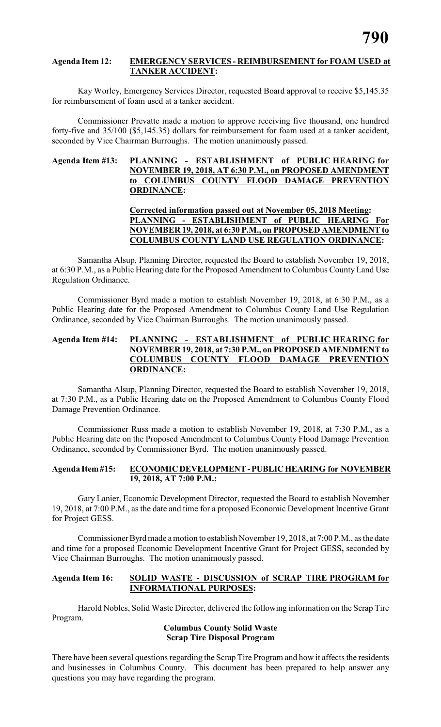**Agenda Item 12: EMERGENCY SERVICES - REIMBURSEMENT for FOAM USED at TANKER ACCIDENT:**

Kay Worley, Emergency Services Director, requested Board approval to receive $5,145.35 for reimbursement of foam used at a tanker accident.

Commissioner Prevatte made a motion to approve receiving five thousand, one hundred forty-five and 35/100 ($5,145.35) dollars for reimbursement for foam used at a tanker accident, seconded by Vice Chairman Burroughs. The motion unanimously passed.

**Agenda Item #13: PLANNING - ESTABLISHMENT of PUBLIC HEARING for NOVEMBER 19, 2018, AT 6:30 P.M., on PROPOSED AMENDMENT to COLUMBUS COUNTY ~~FLOOD DAMAGE PREVENTION~~ ORDINANCE:**

**Corrected information passed out at November 05, 2018 Meeting: PLANNING - ESTABLISHMENT of PUBLIC HEARING For NOVEMBER 19, 2018, at 6:30 P.M., on PROPOSED AMENDMENT to COLUMBUS COUNTY LAND USE REGULATION ORDINANCE:**

Samantha Alsup, Planning Director, requested the Board to establish November 19, 2018, at 6:30 P.M., as a Public Hearing date for the Proposed Amendment to Columbus County Land Use Regulation Ordinance.

Commissioner Byrd made a motion to establish November 19, 2018, at 6:30 P.M., as a Public Hearing date for the Proposed Amendment to Columbus County Land Use Regulation Ordinance, seconded by Vice Chairman Burroughs. The motion unanimously passed.

**Agenda Item #14: PLANNING - ESTABLISHMENT of PUBLIC HEARING for NOVEMBER 19, 2018, at 7:30 P.M., on PROPOSED AMENDMENT to COLUMBUS COUNTY FLOOD DAMAGE PREVENTION ORDINANCE:**

Samantha Alsup, Planning Director, requested the Board to establish November 19, 2018, at 7:30 P.M., as a Public Hearing date on the Proposed Amendment to Columbus County Flood Damage Prevention Ordinance.

Commissioner Russ made a motion to establish November 19, 2018, at 7:30 P.M., as a Public Hearing date on the Proposed Amendment to Columbus County Flood Damage Prevention Ordinance, seconded by Commissioner Byrd. The motion unanimously passed.

**Agenda Item #15: ECONOMIC DEVELOPMENT - PUBLIC HEARING for NOVEMBER 19, 2018, AT 7:00 P.M.:**

Gary Lanier, Economic Development Director, requested the Board to establish November 19, 2018, at 7:00 P.M., as the date and time for a proposed Economic Development Incentive Grant for Project GESS.

Commissioner Byrd made a motion to establish November 19, 2018, at 7:00 P.M., as the date and time for a proposed Economic Development Incentive Grant for Project GESS**,** seconded by Vice Chairman Burroughs. The motion unanimously passed.

**Agenda Item 16: SOLID WASTE - DISCUSSION of SCRAP TIRE PROGRAM for INFORMATIONAL PURPOSES:**

Harold Nobles, Solid Waste Director, delivered the following information on the Scrap Tire Program.

**Columbus County Solid Waste**
**Scrap Tire Disposal Program**

There have been several questions regarding the Scrap Tire Program and how it affects the residents and businesses in Columbus County. This document has been prepared to help answer any questions you may have regarding the program.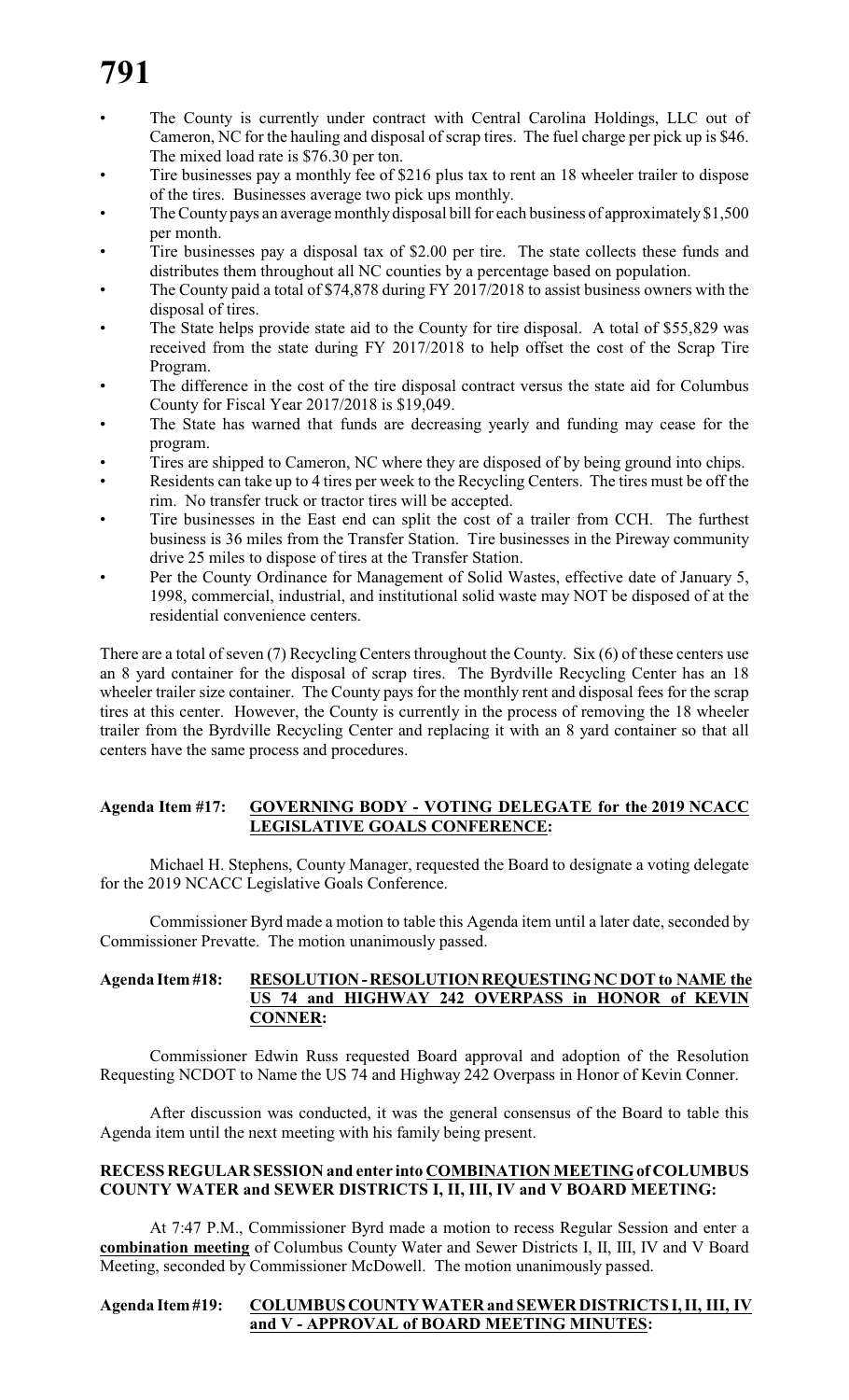- The County is currently under contract with Central Carolina Holdings, LLC out of Cameron, NC for the hauling and disposal of scrap tires. The fuel charge per pick up is $46. The mixed load rate is $76.30 per ton.
- Tire businesses pay a monthly fee of $216 plus tax to rent an 18 wheeler trailer to dispose of the tires. Businesses average two pick ups monthly.
- The County pays an average monthly disposal bill for each business of approximately $1,500 per month.
- Tire businesses pay a disposal tax of $2.00 per tire. The state collects these funds and distributes them throughout all NC counties by a percentage based on population.
- The County paid a total of $74,878 during FY 2017/2018 to assist business owners with the disposal of tires.
- The State helps provide state aid to the County for tire disposal. A total of $55,829 was received from the state during FY 2017/2018 to help offset the cost of the Scrap Tire Program.
- The difference in the cost of the tire disposal contract versus the state aid for Columbus County for Fiscal Year 2017/2018 is $19,049.
- The State has warned that funds are decreasing yearly and funding may cease for the program.
- Tires are shipped to Cameron, NC where they are disposed of by being ground into chips.
- Residents can take up to 4 tires per week to the Recycling Centers. The tires must be off the rim. No transfer truck or tractor tires will be accepted.
- Tire businesses in the East end can split the cost of a trailer from CCH. The furthest business is 36 miles from the Transfer Station. Tire businesses in the Pireway community drive 25 miles to dispose of tires at the Transfer Station.
- Per the County Ordinance for Management of Solid Wastes, effective date of January 5, 1998, commercial, industrial, and institutional solid waste may NOT be disposed of at the residential convenience centers.

There are a total of seven (7) Recycling Centers throughout the County. Six (6) of these centers use an 8 yard container for the disposal of scrap tires. The Byrdville Recycling Center has an 18 wheeler trailer size container. The County pays for the monthly rent and disposal fees for the scrap tires at this center. However, the County is currently in the process of removing the 18 wheeler trailer from the Byrdville Recycling Center and replacing it with an 8 yard container so that all centers have the same process and procedures.

**Agenda Item #17: GOVERNING BODY - VOTING DELEGATE for the 2019 NCACC LEGISLATIVE GOALS CONFERENCE:**

Michael H. Stephens, County Manager, requested the Board to designate a voting delegate for the 2019 NCACC Legislative Goals Conference.

Commissioner Byrd made a motion to table this Agenda item until a later date, seconded by Commissioner Prevatte. The motion unanimously passed.

**Agenda Item #18: RESOLUTION - RESOLUTION REQUESTING NC DOT to NAME the US 74 and HIGHWAY 242 OVERPASS in HONOR of KEVIN CONNER:**

Commissioner Edwin Russ requested Board approval and adoption of the Resolution Requesting NCDOT to Name the US 74 and Highway 242 Overpass in Honor of Kevin Conner.

After discussion was conducted, it was the general consensus of the Board to table this Agenda item until the next meeting with his family being present.

**RECESS REGULAR SESSION and enter into COMBINATION MEETING of COLUMBUS COUNTY WATER and SEWER DISTRICTS I, II, III, IV and V BOARD MEETING:**

At 7:47 P.M., Commissioner Byrd made a motion to recess Regular Session and enter a **combination meeting** of Columbus County Water and Sewer Districts I, II, III, IV and V Board Meeting, seconded by Commissioner McDowell. The motion unanimously passed.

**Agenda Item #19: COLUMBUS COUNTY WATER and SEWER DISTRICTS I, II, III, IV and V - APPROVAL of BOARD MEETING MINUTES:**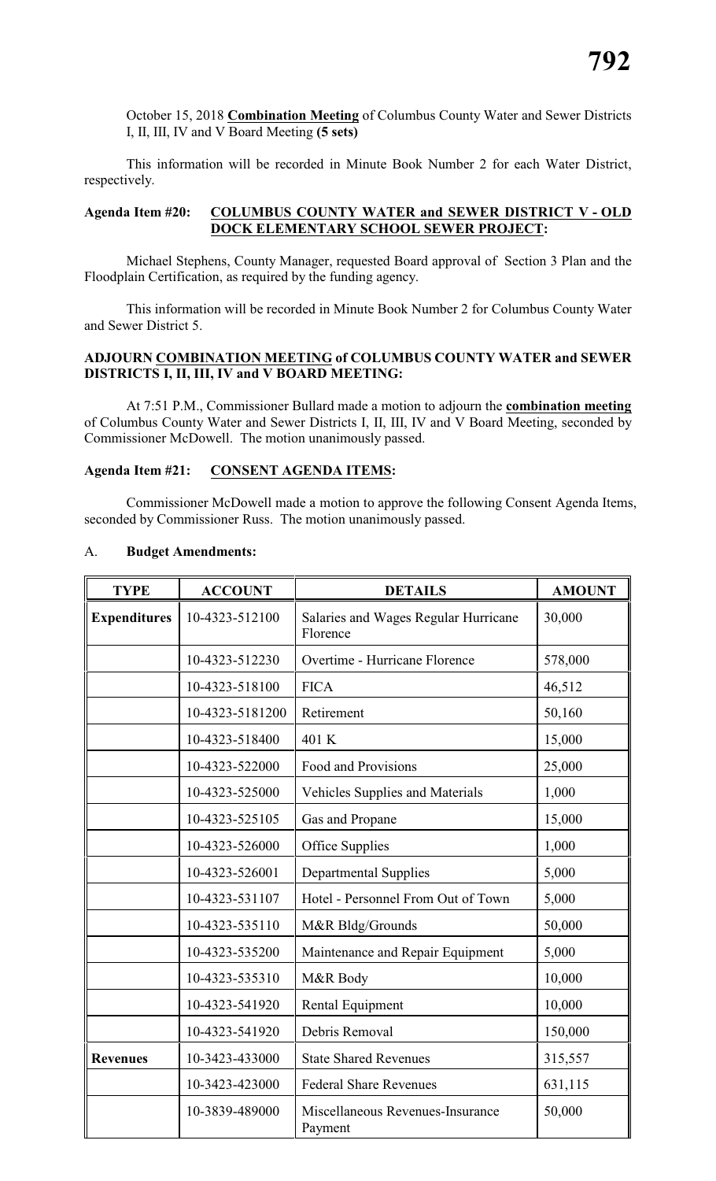October 15, 2018 **Combination Meeting** of Columbus County Water and Sewer Districts I, II, III, IV and V Board Meeting **(5 sets)**

This information will be recorded in Minute Book Number 2 for each Water District, respectively.

**Agenda Item #20: COLUMBUS COUNTY WATER and SEWER DISTRICT V - OLD DOCK ELEMENTARY SCHOOL SEWER PROJECT:**

Michael Stephens, County Manager, requested Board approval of Section 3 Plan and the Floodplain Certification, as required by the funding agency.

This information will be recorded in Minute Book Number 2 for Columbus County Water and Sewer District 5.

**ADJOURN COMBINATION MEETING of COLUMBUS COUNTY WATER and SEWER DISTRICTS I, II, III, IV and V BOARD MEETING:**

At 7:51 P.M., Commissioner Bullard made a motion to adjourn the **combination meeting** of Columbus County Water and Sewer Districts I, II, III, IV and V Board Meeting, seconded by Commissioner McDowell. The motion unanimously passed.

**Agenda Item #21: CONSENT AGENDA ITEMS:**

Commissioner McDowell made a motion to approve the following Consent Agenda Items, seconded by Commissioner Russ. The motion unanimously passed.

A. **Budget Amendments:**

| TYPE | ACCOUNT | DETAILS | AMOUNT |
|---|---|---|---|
| **Expenditures** | 10-4323-512100 | Salaries and Wages Regular Hurricane Florence | 30,000 |
| | 10-4323-512230 | Overtime - Hurricane Florence | 578,000 |
| | 10-4323-518100 | FICA | 46,512 |
| | 10-4323-5181200 | Retirement | 50,160 |
| | 10-4323-518400 | 401 K | 15,000 |
| | 10-4323-522000 | Food and Provisions | 25,000 |
| | 10-4323-525000 | Vehicles Supplies and Materials | 1,000 |
| | 10-4323-525105 | Gas and Propane | 15,000 |
| | 10-4323-526000 | Office Supplies | 1,000 |
| | 10-4323-526001 | Departmental Supplies | 5,000 |
| | 10-4323-531107 | Hotel - Personnel From Out of Town | 5,000 |
| | 10-4323-535110 | M&R Bldg/Grounds | 50,000 |
| | 10-4323-535200 | Maintenance and Repair Equipment | 5,000 |
| | 10-4323-535310 | M&R Body | 10,000 |
| | 10-4323-541920 | Rental Equipment | 10,000 |
| | 10-4323-541920 | Debris Removal | 150,000 |
| **Revenues** | 10-3423-433000 | State Shared Revenues | 315,557 |
| | 10-3423-423000 | Federal Share Revenues | 631,115 |
| | 10-3839-489000 | Miscellaneous Revenues-Insurance Payment | 50,000 |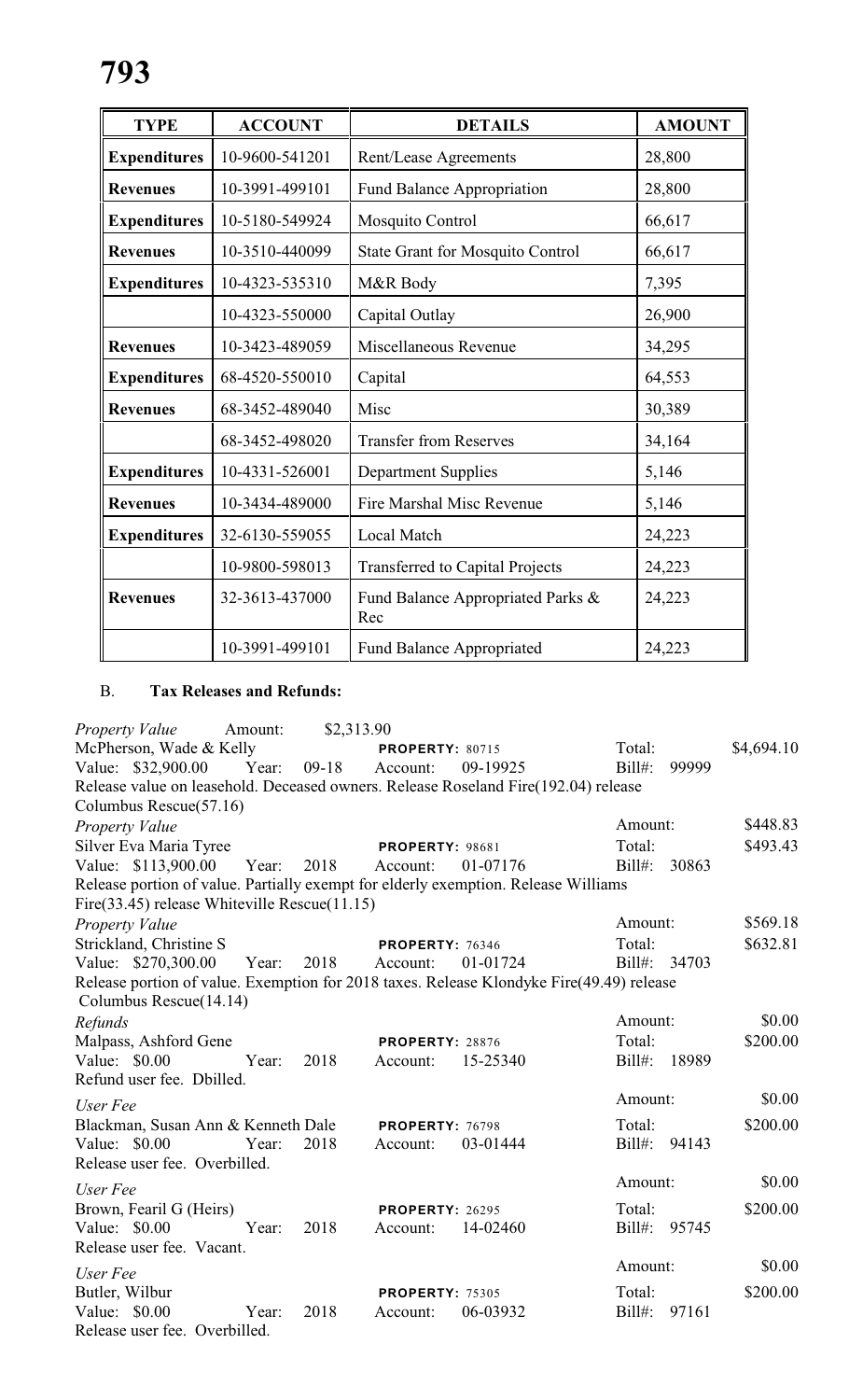| TYPE | ACCOUNT | DETAILS | AMOUNT |
|---|---|---|---|
| **Expenditures** | 10-9600-541201 | Rent/Lease Agreements | 28,800 |
| **Revenues** | 10-3991-499101 | Fund Balance Appropriation | 28,800 |
| **Expenditures** | 10-5180-549924 | Mosquito Control | 66,617 |
| **Revenues** | 10-3510-440099 | State Grant for Mosquito Control | 66,617 |
| **Expenditures** | 10-4323-535310 | M&R Body | 7,395 |
| | 10-4323-550000 | Capital Outlay | 26,900 |
| **Revenues** | 10-3423-489059 | Miscellaneous Revenue | 34,295 |
| **Expenditures** | 68-4520-550010 | Capital | 64,553 |
| **Revenues** | 68-3452-489040 | Misc | 30,389 |
| | 68-3452-498020 | Transfer from Reserves | 34,164 |
| **Expenditures** | 10-4331-526001 | Department Supplies | 5,146 |
| **Revenues** | 10-3434-489000 | Fire Marshal Misc Revenue | 5,146 |
| **Expenditures** | 32-6130-559055 | Local Match | 24,223 |
| | 10-9800-598013 | Transferred to Capital Projects | 24,223 |
| **Revenues** | 32-3613-437000 | Fund Balance Appropriated Parks & Rec | 24,223 |
| | 10-3991-499101 | Fund Balance Appropriated | 24,223 |

B. **Tax Releases and Refunds:**

*Property Value* Amount: $2,313.90
McPherson, Wade & Kelly — **PROPERTY:** 80715 — Total: $4,694.10
Value: $32,900.00 Year: 09-18 Account: 09-19925 Bill#: 99999
Release value on leasehold. Deceased owners. Release Roseland Fire(192.04) release Columbus Rescue(57.16)

*Property Value* — Amount: $448.83
Silver Eva Maria Tyree — **PROPERTY:** 98681 — Total: $493.43
Value: $113,900.00 Year: 2018 Account: 01-07176 Bill#: 30863
Release portion of value. Partially exempt for elderly exemption. Release Williams Fire(33.45) release Whiteville Rescue(11.15)

*Property Value* — Amount: $569.18
Strickland, Christine S — **PROPERTY:** 76346 — Total: $632.81
Value: $270,300.00 Year: 2018 Account: 01-01724 Bill#: 34703
Release portion of value. Exemption for 2018 taxes. Release Klondyke Fire(49.49) release Columbus Rescue(14.14)

*Refunds* — Amount: $0.00
Malpass, Ashford Gene — **PROPERTY:** 28876 — Total: $200.00
Value: $0.00 Year: 2018 Account: 15-25340 Bill#: 18989
Refund user fee. Dbilled.

*User Fee* — Amount: $0.00
Blackman, Susan Ann & Kenneth Dale — **PROPERTY:** 76798 — Total: $200.00
Value: $0.00 Year: 2018 Account: 03-01444 Bill#: 94143
Release user fee. Overbilled.

*User Fee* — Amount: $0.00
Brown, Fearil G (Heirs) — **PROPERTY:** 26295 — Total: $200.00
Value: $0.00 Year: 2018 Account: 14-02460 Bill#: 95745
Release user fee. Vacant.

*User Fee* — Amount: $0.00
Butler, Wilbur — **PROPERTY:** 75305 — Total: $200.00
Value: $0.00 Year: 2018 Account: 06-03932 Bill#: 97161
Release user fee. Overbilled.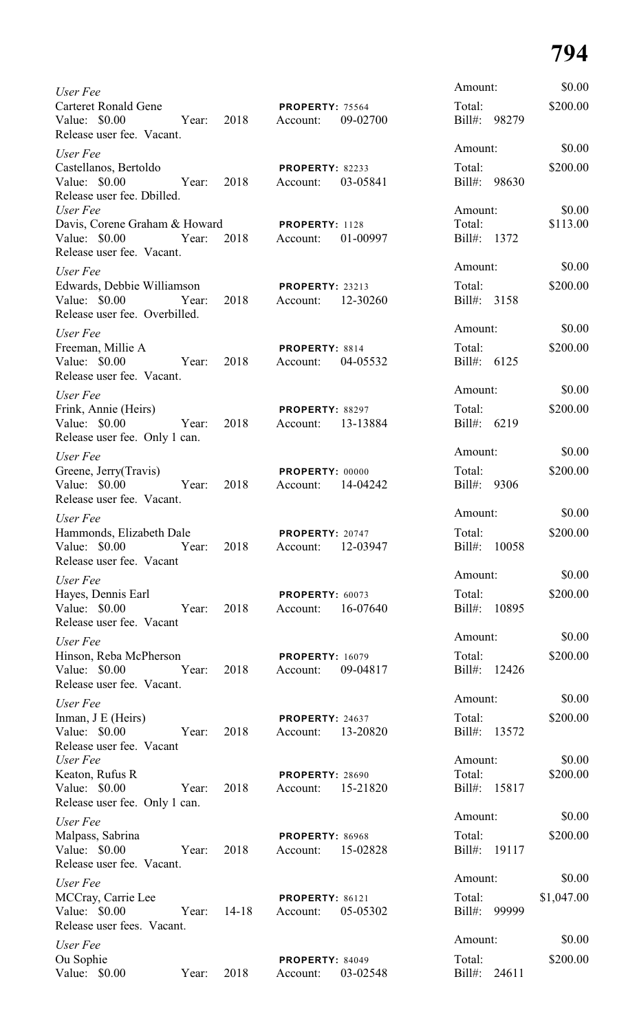*User Fee*
Carteret Ronald Gene
Value: $0.00 Year: 2018 **PROPERTY:** 75564 Account: 09-02700
Release user fee. Vacant.
Amount: $0.00
Total: $200.00
Bill#: 98279

*User Fee*
Castellanos, Bertoldo
Value: $0.00 Year: 2018 **PROPERTY:** 82233 Account: 03-05841
Release user fee. Dbilled.
Amount: $0.00
Total: $200.00
Bill#: 98630

*User Fee*
Davis, Corene Graham & Howard
Value: $0.00 Year: 2018 **PROPERTY:** 1128 Account: 01-00997
Release user fee. Vacant.
Amount: $0.00
Total: $113.00
Bill#: 1372

*User Fee*
Edwards, Debbie Williamson
Value: $0.00 Year: 2018 **PROPERTY:** 23213 Account: 12-30260
Release user fee. Overbilled.
Amount: $0.00
Total: $200.00
Bill#: 3158

*User Fee*
Freeman, Millie A
Value: $0.00 Year: 2018 **PROPERTY:** 8814 Account: 04-05532
Release user fee. Vacant.
Amount: $0.00
Total: $200.00
Bill#: 6125

*User Fee*
Frink, Annie (Heirs)
Value: $0.00 Year: 2018 **PROPERTY:** 88297 Account: 13-13884
Release user fee. Only 1 can.
Amount: $0.00
Total: $200.00
Bill#: 6219

*User Fee*
Greene, Jerry(Travis)
Value: $0.00 Year: 2018 **PROPERTY:** 00000 Account: 14-04242
Release user fee. Vacant.
Amount: $0.00
Total: $200.00
Bill#: 9306

*User Fee*
Hammonds, Elizabeth Dale
Value: $0.00 Year: 2018 **PROPERTY:** 20747 Account: 12-03947
Release user fee. Vacant
Amount: $0.00
Total: $200.00
Bill#: 10058

*User Fee*
Hayes, Dennis Earl
Value: $0.00 Year: 2018 **PROPERTY:** 60073 Account: 16-07640
Release user fee. Vacant
Amount: $0.00
Total: $200.00
Bill#: 10895

*User Fee*
Hinson, Reba McPherson
Value: $0.00 Year: 2018 **PROPERTY:** 16079 Account: 09-04817
Release user fee. Vacant.
Amount: $0.00
Total: $200.00
Bill#: 12426

*User Fee*
Inman, J E (Heirs)
Value: $0.00 Year: 2018 **PROPERTY:** 24637 Account: 13-20820
Release user fee. Vacant
Amount: $0.00
Total: $200.00
Bill#: 13572

*User Fee*
Keaton, Rufus R
Value: $0.00 Year: 2018 **PROPERTY:** 28690 Account: 15-21820
Release user fee. Only 1 can.
Amount: $0.00
Total: $200.00
Bill#: 15817

*User Fee*
Malpass, Sabrina
Value: $0.00 Year: 2018 **PROPERTY:** 86968 Account: 15-02828
Release user fee. Vacant.
Amount: $0.00
Total: $200.00
Bill#: 19117

*User Fee*
MCCray, Carrie Lee
Value: $0.00 Year: 14-18 **PROPERTY:** 86121 Account: 05-05302
Release user fees. Vacant.
Amount: $0.00
Total: $1,047.00
Bill#: 99999

*User Fee*
Ou Sophie
Value: $0.00 Year: 2018 **PROPERTY:** 84049 Account: 03-02548
Amount: $0.00
Total: $200.00
Bill#: 24611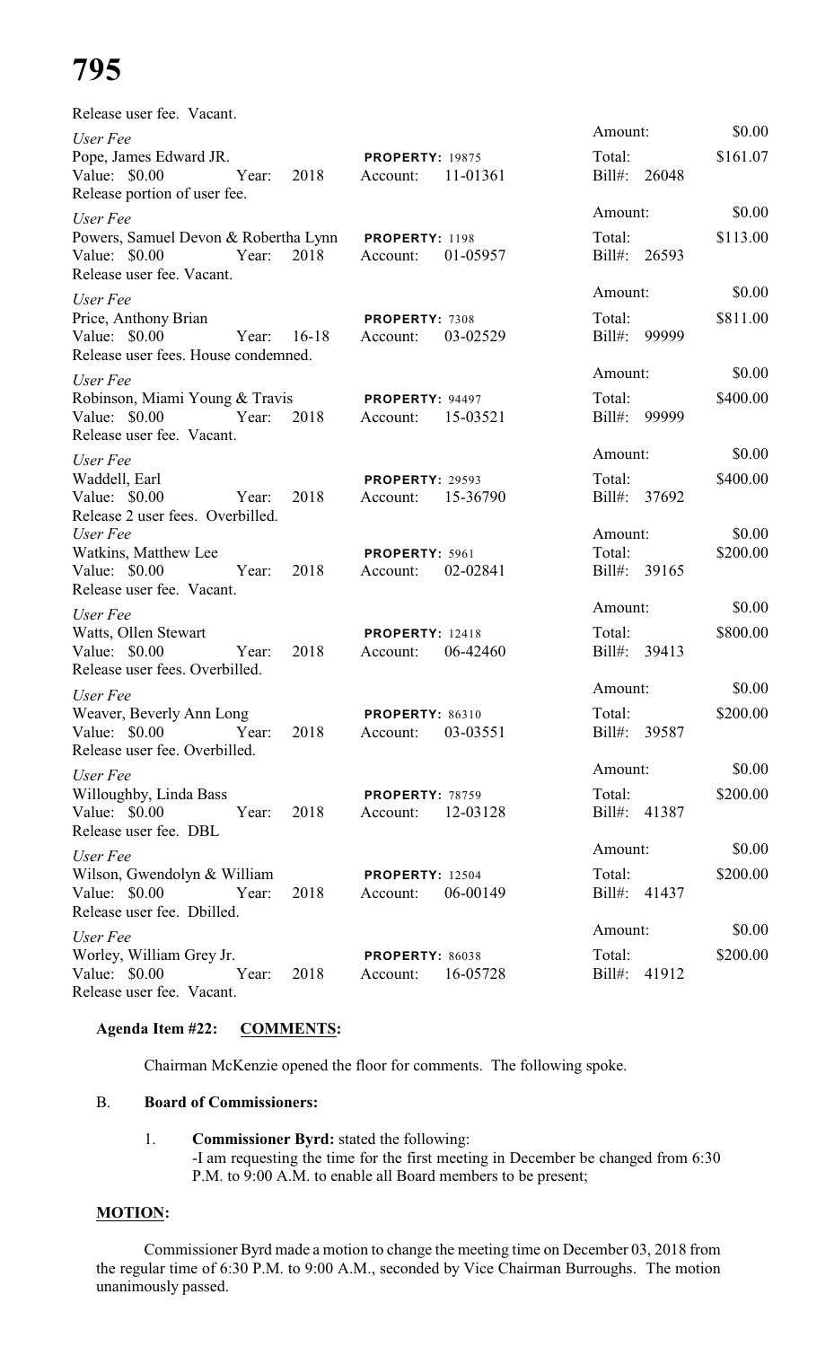Release user fee. Vacant.

| | | | |
|---|---|---|---|
| *User Fee* | | Amount: | $0.00 |
| Pope, James Edward JR. | **PROPERTY:** 19875 | Total: | $161.07 |
| Value: $0.00 Year: 2018 | Account: 11-01361 | Bill#: 26048 | |
| Release portion of user fee. | | | |
| *User Fee* | | Amount: | $0.00 |
| Powers, Samuel Devon & Robertha Lynn | **PROPERTY:** 1198 | Total: | $113.00 |
| Value: $0.00 Year: 2018 | Account: 01-05957 | Bill#: 26593 | |
| Release user fee. Vacant. | | | |
| *User Fee* | | Amount: | $0.00 |
| Price, Anthony Brian | **PROPERTY:** 7308 | Total: | $811.00 |
| Value: $0.00 Year: 16-18 | Account: 03-02529 | Bill#: 99999 | |
| Release user fees. House condemned. | | | |
| *User Fee* | | Amount: | $0.00 |
| Robinson, Miami Young & Travis | **PROPERTY:** 94497 | Total: | $400.00 |
| Value: $0.00 Year: 2018 | Account: 15-03521 | Bill#: 99999 | |
| Release user fee. Vacant. | | | |
| *User Fee* | | Amount: | $0.00 |
| Waddell, Earl | **PROPERTY:** 29593 | Total: | $400.00 |
| Value: $0.00 Year: 2018 | Account: 15-36790 | Bill#: 37692 | |
| Release 2 user fees. Overbilled. | | | |
| *User Fee* | | Amount: | $0.00 |
| Watkins, Matthew Lee | **PROPERTY:** 5961 | Total: | $200.00 |
| Value: $0.00 Year: 2018 | Account: 02-02841 | Bill#: 39165 | |
| Release user fee. Vacant. | | | |
| *User Fee* | | Amount: | $0.00 |
| Watts, Ollen Stewart | **PROPERTY:** 12418 | Total: | $800.00 |
| Value: $0.00 Year: 2018 | Account: 06-42460 | Bill#: 39413 | |
| Release user fees. Overbilled. | | | |
| *User Fee* | | Amount: | $0.00 |
| Weaver, Beverly Ann Long | **PROPERTY:** 86310 | Total: | $200.00 |
| Value: $0.00 Year: 2018 | Account: 03-03551 | Bill#: 39587 | |
| Release user fee. Overbilled. | | | |
| *User Fee* | | Amount: | $0.00 |
| Willoughby, Linda Bass | **PROPERTY:** 78759 | Total: | $200.00 |
| Value: $0.00 Year: 2018 | Account: 12-03128 | Bill#: 41387 | |
| Release user fee. DBL | | | |
| *User Fee* | | Amount: | $0.00 |
| Wilson, Gwendolyn & William | **PROPERTY:** 12504 | Total: | $200.00 |
| Value: $0.00 Year: 2018 | Account: 06-00149 | Bill#: 41437 | |
| Release user fee. Dbilled. | | | |
| *User Fee* | | Amount: | $0.00 |
| Worley, William Grey Jr. | **PROPERTY:** 86038 | Total: | $200.00 |
| Value: $0.00 Year: 2018 | Account: 16-05728 | Bill#: 41912 | |
| Release user fee. Vacant. | | | |

**Agenda Item #22: COMMENTS:**

Chairman McKenzie opened the floor for comments. The following spoke.

B. **Board of Commissioners:**

1. **Commissioner Byrd:** stated the following:
   -I am requesting the time for the first meeting in December be changed from 6:30 P.M. to 9:00 A.M. to enable all Board members to be present;

**MOTION:**

Commissioner Byrd made a motion to change the meeting time on December 03, 2018 from the regular time of 6:30 P.M. to 9:00 A.M., seconded by Vice Chairman Burroughs. The motion unanimously passed.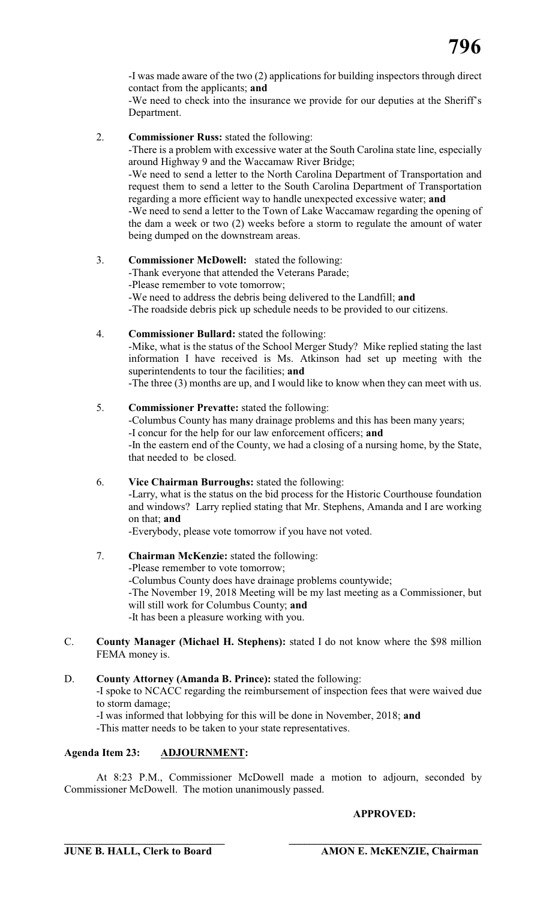-I was made aware of the two (2) applications for building inspectors through direct contact from the applicants; **and**

-We need to check into the insurance we provide for our deputies at the Sheriff's Department.

2. **Commissioner Russ:** stated the following:

   -There is a problem with excessive water at the South Carolina state line, especially around Highway 9 and the Waccamaw River Bridge;

   -We need to send a letter to the North Carolina Department of Transportation and request them to send a letter to the South Carolina Department of Transportation regarding a more efficient way to handle unexpected excessive water; **and**

   -We need to send a letter to the Town of Lake Waccamaw regarding the opening of the dam a week or two (2) weeks before a storm to regulate the amount of water being dumped on the downstream areas.

3. **Commissioner McDowell:** stated the following:

   -Thank everyone that attended the Veterans Parade;

   -Please remember to vote tomorrow;

   -We need to address the debris being delivered to the Landfill; **and**

   -The roadside debris pick up schedule needs to be provided to our citizens.

4. **Commissioner Bullard:** stated the following:

   -Mike, what is the status of the School Merger Study? Mike replied stating the last information I have received is Ms. Atkinson had set up meeting with the superintendents to tour the facilities; **and**

   -The three (3) months are up, and I would like to know when they can meet with us.

5. **Commissioner Prevatte:** stated the following:

   -Columbus County has many drainage problems and this has been many years;

   -I concur for the help for our law enforcement officers; **and**

   -In the eastern end of the County, we had a closing of a nursing home, by the State, that needed to be closed.

6. **Vice Chairman Burroughs:** stated the following:

   -Larry, what is the status on the bid process for the Historic Courthouse foundation and windows? Larry replied stating that Mr. Stephens, Amanda and I are working on that; **and**

   -Everybody, please vote tomorrow if you have not voted.

7. **Chairman McKenzie:** stated the following:

   -Please remember to vote tomorrow;

   -Columbus County does have drainage problems countywide;

   -The November 19, 2018 Meeting will be my last meeting as a Commissioner, but will still work for Columbus County; **and**

   -It has been a pleasure working with you.

C. **County Manager (Michael H. Stephens):** stated I do not know where the $98 million FEMA money is.

D. **County Attorney (Amanda B. Prince):** stated the following:

   -I spoke to NCACC regarding the reimbursement of inspection fees that were waived due to storm damage;

   -I was informed that lobbying for this will be done in November, 2018; **and**

   -This matter needs to be taken to your state representatives.

**Agenda Item 23: ADJOURNMENT:**

At 8:23 P.M., Commissioner McDowell made a motion to adjourn, seconded by Commissioner McDowell. The motion unanimously passed.

**APPROVED:**

_______________________________ **JUNE B. HALL, Clerk to Board**

_______________________________ **AMON E. McKENZIE, Chairman**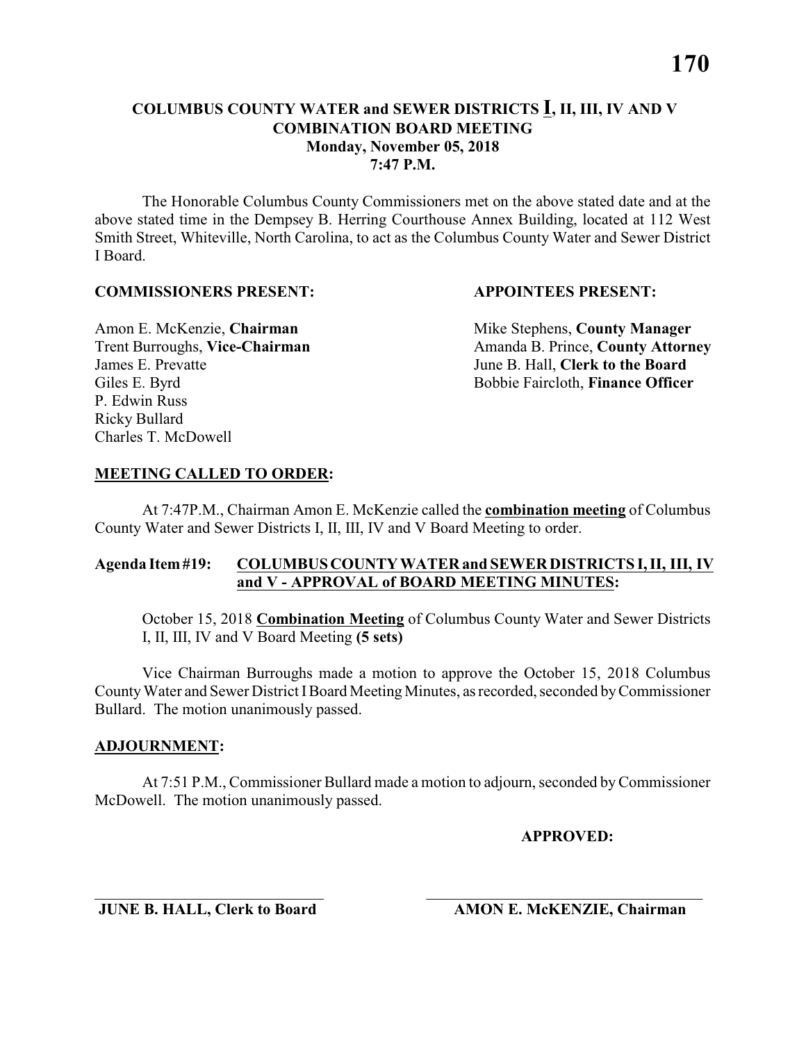# COLUMBUS COUNTY WATER and SEWER DISTRICTS I, II, III, IV AND V COMBINATION BOARD MEETING
## Monday, November 05, 2018
## 7:47 P.M.

The Honorable Columbus County Commissioners met on the above stated date and at the above stated time in the Dempsey B. Herring Courthouse Annex Building, located at 112 West Smith Street, Whiteville, North Carolina, to act as the Columbus County Water and Sewer District I Board.

**COMMISSIONERS PRESENT:**

Amon E. McKenzie, **Chairman**
Trent Burroughs, **Vice-Chairman**
James E. Prevatte
Giles E. Byrd
P. Edwin Russ
Ricky Bullard
Charles T. McDowell

**APPOINTEES PRESENT:**

Mike Stephens, **County Manager**
Amanda B. Prince, **County Attorney**
June B. Hall, **Clerk to the Board**
Bobbie Faircloth, **Finance Officer**

**MEETING CALLED TO ORDER:**

At 7:47P.M., Chairman Amon E. McKenzie called the **combination meeting** of Columbus County Water and Sewer Districts I, II, III, IV and V Board Meeting to order.

**Agenda Item #19: COLUMBUS COUNTY WATER and SEWER DISTRICTS I, II, III, IV and V - APPROVAL of BOARD MEETING MINUTES:**

October 15, 2018 **Combination Meeting** of Columbus County Water and Sewer Districts I, II, III, IV and V Board Meeting **(5 sets)**

Vice Chairman Burroughs made a motion to approve the October 15, 2018 Columbus County Water and Sewer District I Board Meeting Minutes, as recorded, seconded by Commissioner Bullard. The motion unanimously passed.

**ADJOURNMENT:**

At 7:51 P.M., Commissioner Bullard made a motion to adjourn, seconded by Commissioner McDowell. The motion unanimously passed.

**APPROVED:**

_____________________________ _____________________________

**JUNE B. HALL, Clerk to Board** **AMON E. McKENZIE, Chairman**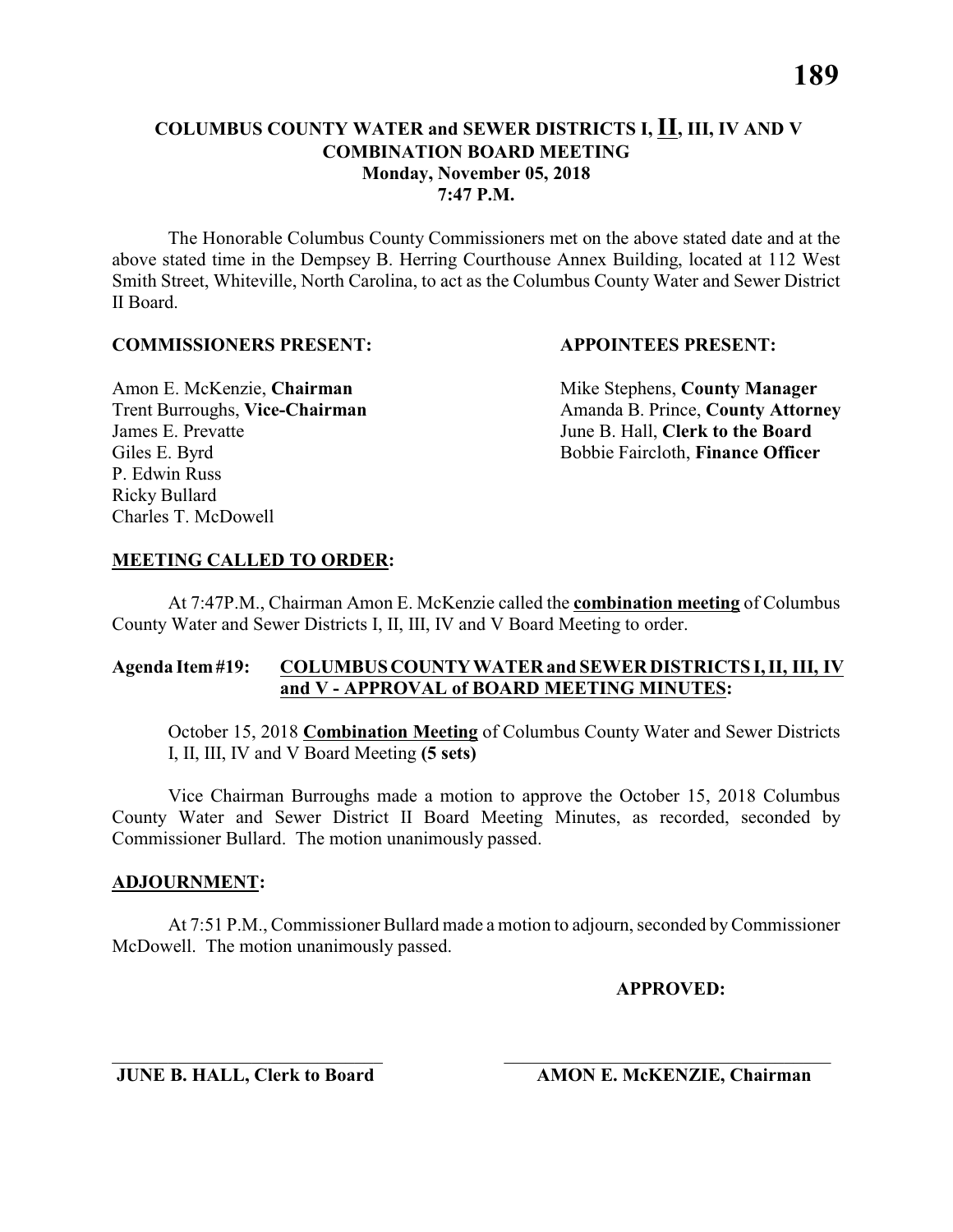# COLUMBUS COUNTY WATER and SEWER DISTRICTS I, <u>II</u>, III, IV AND V
## COMBINATION BOARD MEETING
### Monday, November 05, 2018
### 7:47 P.M.

The Honorable Columbus County Commissioners met on the above stated date and at the above stated time in the Dempsey B. Herring Courthouse Annex Building, located at 112 West Smith Street, Whiteville, North Carolina, to act as the Columbus County Water and Sewer District II Board.

**COMMISSIONERS PRESENT:**

Amon E. McKenzie, **Chairman**
Trent Burroughs, **Vice-Chairman**
James E. Prevatte
Giles E. Byrd
P. Edwin Russ
Ricky Bullard
Charles T. McDowell

**APPOINTEES PRESENT:**

Mike Stephens, **County Manager**
Amanda B. Prince, **County Attorney**
June B. Hall, **Clerk to the Board**
Bobbie Faircloth, **Finance Officer**

**<u>MEETING CALLED TO ORDER</u>:**

At 7:47P.M., Chairman Amon E. McKenzie called the **<u>combination meeting</u>** of Columbus County Water and Sewer Districts I, II, III, IV and V Board Meeting to order.

**Agenda Item #19: <u>COLUMBUS COUNTY WATER and SEWER DISTRICTS I, II, III, IV and V - APPROVAL of BOARD MEETING MINUTES</u>:**

October 15, 2018 **<u>Combination Meeting</u>** of Columbus County Water and Sewer Districts I, II, III, IV and V Board Meeting **(5 sets)**

Vice Chairman Burroughs made a motion to approve the October 15, 2018 Columbus County Water and Sewer District II Board Meeting Minutes, as recorded, seconded by Commissioner Bullard. The motion unanimously passed.

**<u>ADJOURNMENT</u>:**

At 7:51 P.M., Commissioner Bullard made a motion to adjourn, seconded by Commissioner McDowell. The motion unanimously passed.

**APPROVED:**

______________________________
**JUNE B. HALL, Clerk to Board**

______________________________
**AMON E. McKENZIE, Chairman**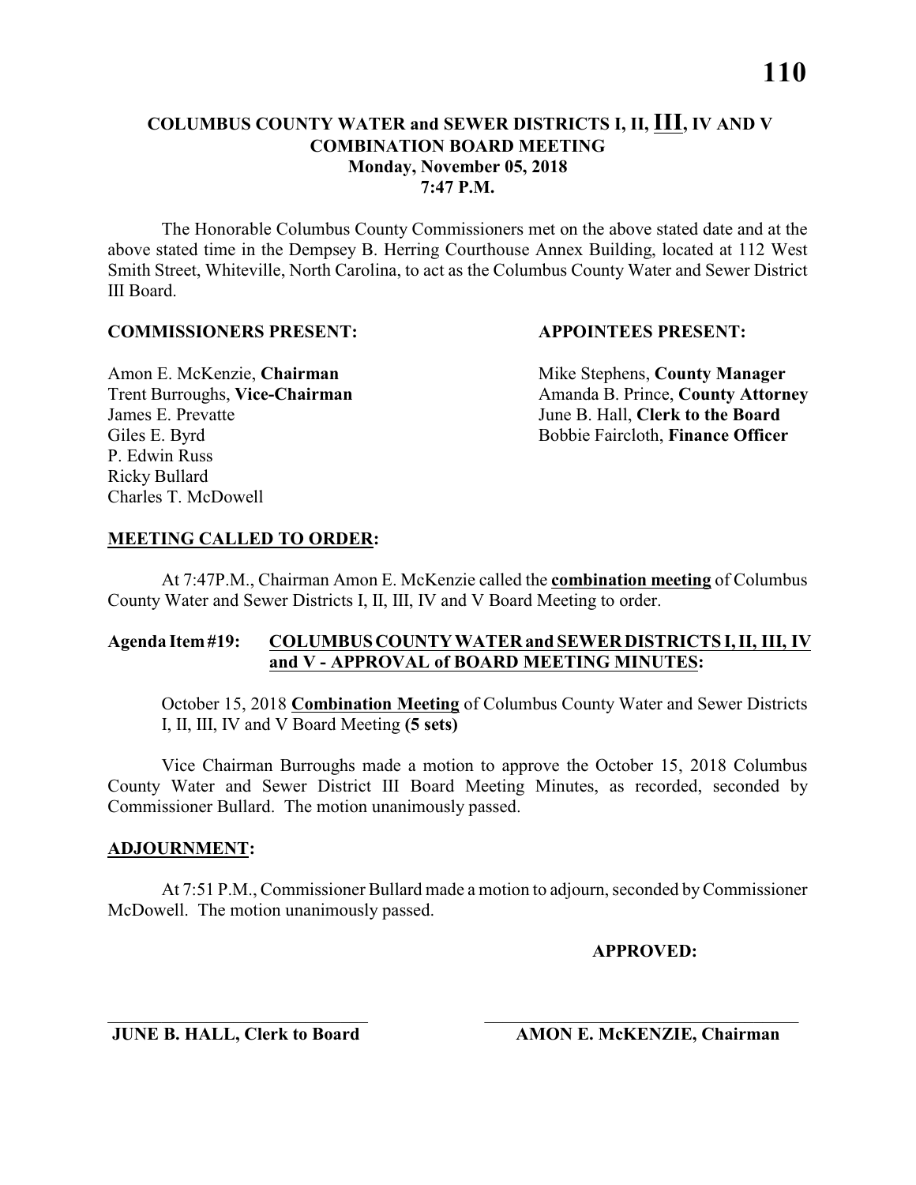# COLUMBUS COUNTY WATER and SEWER DISTRICTS I, II, III, IV AND V COMBINATION BOARD MEETING

**Monday, November 05, 2018**
**7:47 P.M.**

The Honorable Columbus County Commissioners met on the above stated date and at the above stated time in the Dempsey B. Herring Courthouse Annex Building, located at 112 West Smith Street, Whiteville, North Carolina, to act as the Columbus County Water and Sewer District III Board.

**COMMISSIONERS PRESENT:**

Amon E. McKenzie, **Chairman**
Trent Burroughs, **Vice-Chairman**
James E. Prevatte
Giles E. Byrd
P. Edwin Russ
Ricky Bullard
Charles T. McDowell

**APPOINTEES PRESENT:**

Mike Stephens, **County Manager**
Amanda B. Prince, **County Attorney**
June B. Hall, **Clerk to the Board**
Bobbie Faircloth, **Finance Officer**

**MEETING CALLED TO ORDER:**

At 7:47P.M., Chairman Amon E. McKenzie called the **combination meeting** of Columbus County Water and Sewer Districts I, II, III, IV and V Board Meeting to order.

**Agenda Item #19: COLUMBUS COUNTY WATER and SEWER DISTRICTS I, II, III, IV and V - APPROVAL of BOARD MEETING MINUTES:**

October 15, 2018 **Combination Meeting** of Columbus County Water and Sewer Districts I, II, III, IV and V Board Meeting **(5 sets)**

Vice Chairman Burroughs made a motion to approve the October 15, 2018 Columbus County Water and Sewer District III Board Meeting Minutes, as recorded, seconded by Commissioner Bullard. The motion unanimously passed.

**ADJOURNMENT:**

At 7:51 P.M., Commissioner Bullard made a motion to adjourn, seconded by Commissioner McDowell. The motion unanimously passed.

**APPROVED:**

\_\_\_\_\_\_\_\_\_\_\_\_\_\_\_\_\_\_\_\_\_\_\_\_\_\_\_\_\_\_
**JUNE B. HALL, Clerk to Board**

\_\_\_\_\_\_\_\_\_\_\_\_\_\_\_\_\_\_\_\_\_\_\_\_\_\_\_\_\_\_
**AMON E. McKENZIE, Chairman**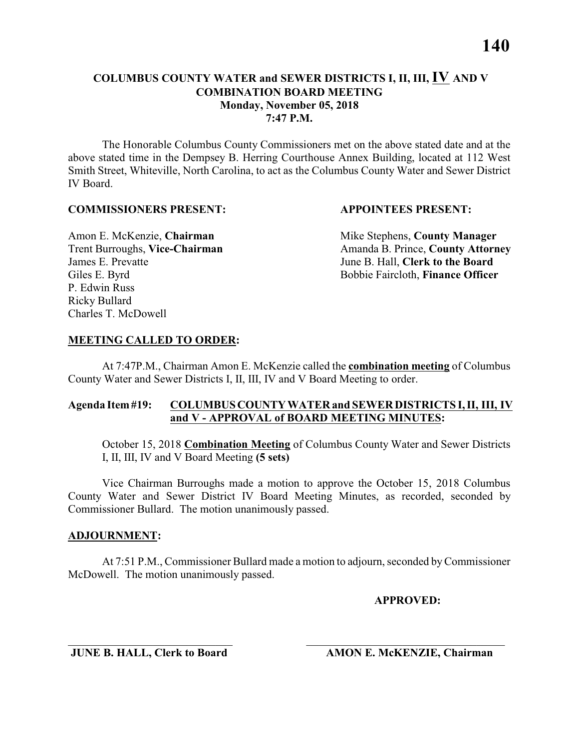# COLUMBUS COUNTY WATER and SEWER DISTRICTS I, II, III, IV AND V COMBINATION BOARD MEETING

## Monday, November 05, 2018

## 7:47 P.M.

The Honorable Columbus County Commissioners met on the above stated date and at the above stated time in the Dempsey B. Herring Courthouse Annex Building, located at 112 West Smith Street, Whiteville, North Carolina, to act as the Columbus County Water and Sewer District IV Board.

**COMMISSIONERS PRESENT:**

Amon E. McKenzie, **Chairman**
Trent Burroughs, **Vice-Chairman**
James E. Prevatte
Giles E. Byrd
P. Edwin Russ
Ricky Bullard
Charles T. McDowell

**APPOINTEES PRESENT:**

Mike Stephens, **County Manager**
Amanda B. Prince, **County Attorney**
June B. Hall, **Clerk to the Board**
Bobbie Faircloth, **Finance Officer**

**MEETING CALLED TO ORDER:**

At 7:47P.M., Chairman Amon E. McKenzie called the **combination meeting** of Columbus County Water and Sewer Districts I, II, III, IV and V Board Meeting to order.

**Agenda Item #19: COLUMBUS COUNTY WATER and SEWER DISTRICTS I, II, III, IV and V - APPROVAL of BOARD MEETING MINUTES:**

October 15, 2018 **Combination Meeting** of Columbus County Water and Sewer Districts I, II, III, IV and V Board Meeting **(5 sets)**

Vice Chairman Burroughs made a motion to approve the October 15, 2018 Columbus County Water and Sewer District IV Board Meeting Minutes, as recorded, seconded by Commissioner Bullard. The motion unanimously passed.

**ADJOURNMENT:**

At 7:51 P.M., Commissioner Bullard made a motion to adjourn, seconded by Commissioner McDowell. The motion unanimously passed.

**APPROVED:**

\_\_\_\_\_\_\_\_\_\_\_\_\_\_\_\_\_\_\_\_\_\_\_\_\_\_\_\_\_\_
**JUNE B. HALL, Clerk to Board**

\_\_\_\_\_\_\_\_\_\_\_\_\_\_\_\_\_\_\_\_\_\_\_\_\_\_\_\_\_\_
**AMON E. McKENZIE, Chairman**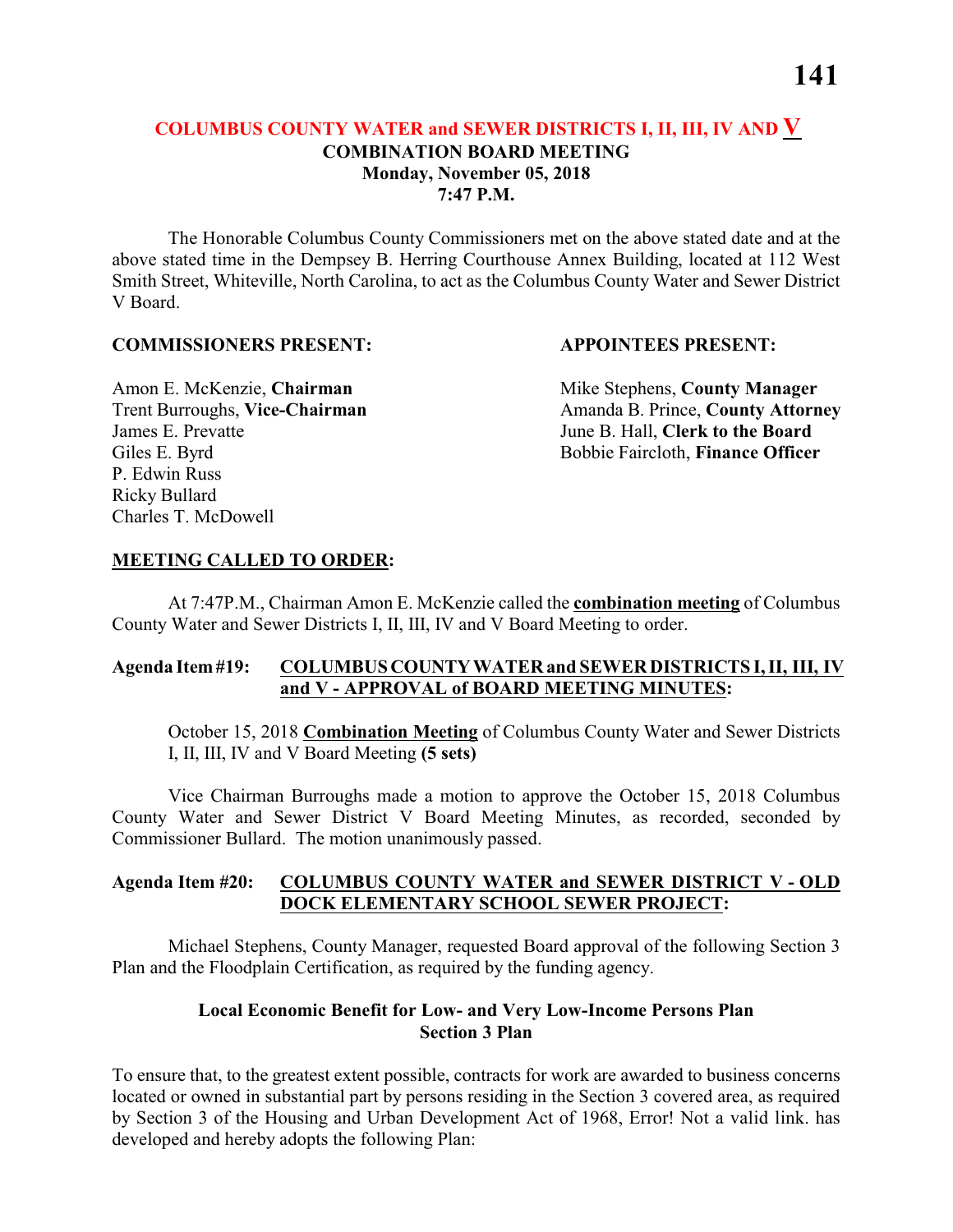## COLUMBUS COUNTY WATER and SEWER DISTRICTS I, II, III, IV AND V

**COMBINATION BOARD MEETING**
**Monday, November 05, 2018**
**7:47 P.M.**

The Honorable Columbus County Commissioners met on the above stated date and at the above stated time in the Dempsey B. Herring Courthouse Annex Building, located at 112 West Smith Street, Whiteville, North Carolina, to act as the Columbus County Water and Sewer District V Board.

**COMMISSIONERS PRESENT:**

Amon E. McKenzie, **Chairman**
Trent Burroughs, **Vice-Chairman**
James E. Prevatte
Giles E. Byrd
P. Edwin Russ
Ricky Bullard
Charles T. McDowell

**APPOINTEES PRESENT:**

Mike Stephens, **County Manager**
Amanda B. Prince, **County Attorney**
June B. Hall, **Clerk to the Board**
Bobbie Faircloth, **Finance Officer**

**MEETING CALLED TO ORDER:**

At 7:47P.M., Chairman Amon E. McKenzie called the **combination meeting** of Columbus County Water and Sewer Districts I, II, III, IV and V Board Meeting to order.

**Agenda Item #19: COLUMBUS COUNTY WATER and SEWER DISTRICTS I, II, III, IV and V - APPROVAL of BOARD MEETING MINUTES:**

October 15, 2018 **Combination Meeting** of Columbus County Water and Sewer Districts I, II, III, IV and V Board Meeting **(5 sets)**

Vice Chairman Burroughs made a motion to approve the October 15, 2018 Columbus County Water and Sewer District V Board Meeting Minutes, as recorded, seconded by Commissioner Bullard. The motion unanimously passed.

**Agenda Item #20: COLUMBUS COUNTY WATER and SEWER DISTRICT V - OLD DOCK ELEMENTARY SCHOOL SEWER PROJECT:**

Michael Stephens, County Manager, requested Board approval of the following Section 3 Plan and the Floodplain Certification, as required by the funding agency.

**Local Economic Benefit for Low- and Very Low-Income Persons Plan**
**Section 3 Plan**

To ensure that, to the greatest extent possible, contracts for work are awarded to business concerns located or owned in substantial part by persons residing in the Section 3 covered area, as required by Section 3 of the Housing and Urban Development Act of 1968, Error! Not a valid link. has developed and hereby adopts the following Plan: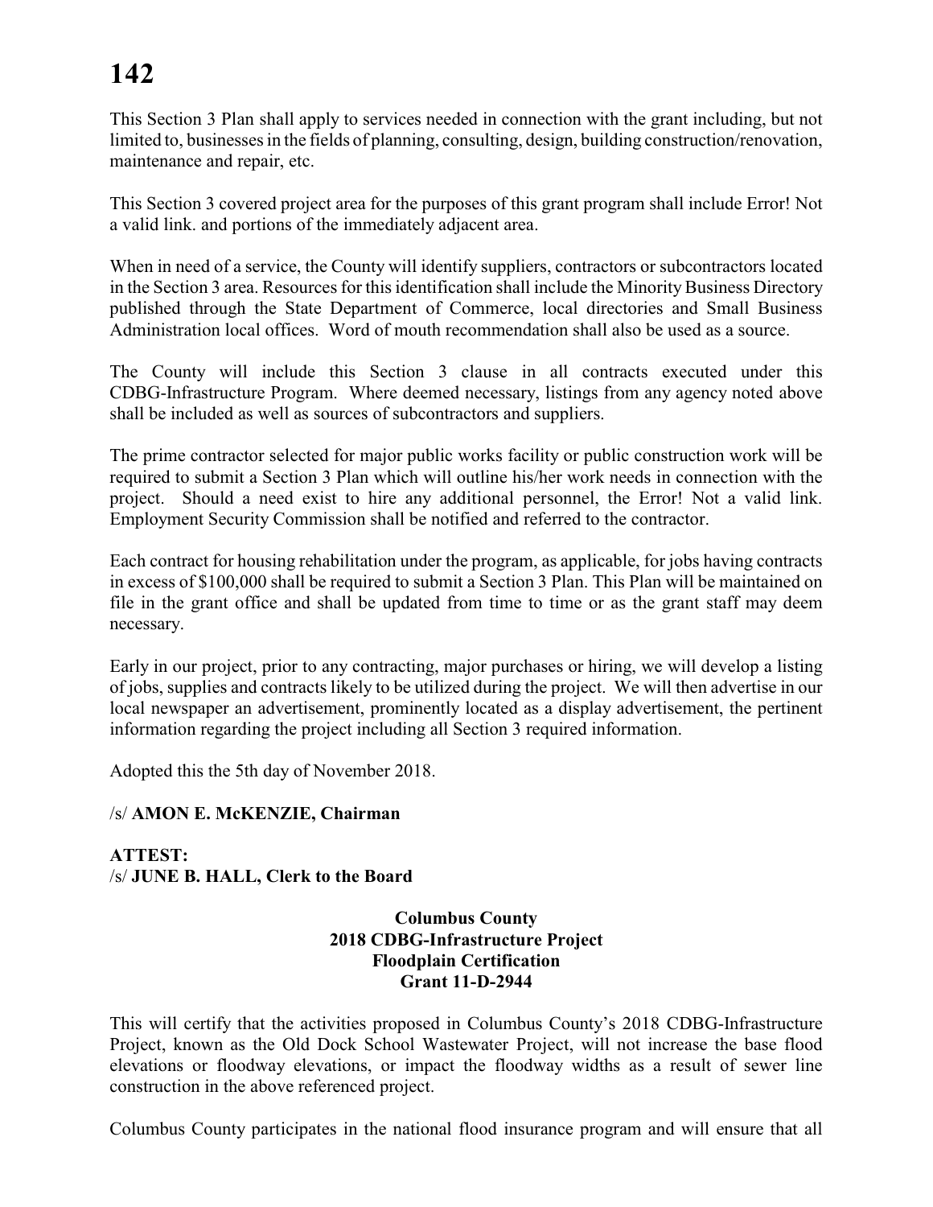This Section 3 Plan shall apply to services needed in connection with the grant including, but not limited to, businesses in the fields of planning, consulting, design, building construction/renovation, maintenance and repair, etc.

This Section 3 covered project area for the purposes of this grant program shall include Error! Not a valid link. and portions of the immediately adjacent area.

When in need of a service, the County will identify suppliers, contractors or subcontractors located in the Section 3 area. Resources for this identification shall include the Minority Business Directory published through the State Department of Commerce, local directories and Small Business Administration local offices. Word of mouth recommendation shall also be used as a source.

The County will include this Section 3 clause in all contracts executed under this CDBG-Infrastructure Program. Where deemed necessary, listings from any agency noted above shall be included as well as sources of subcontractors and suppliers.

The prime contractor selected for major public works facility or public construction work will be required to submit a Section 3 Plan which will outline his/her work needs in connection with the project. Should a need exist to hire any additional personnel, the Error! Not a valid link. Employment Security Commission shall be notified and referred to the contractor.

Each contract for housing rehabilitation under the program, as applicable, for jobs having contracts in excess of $100,000 shall be required to submit a Section 3 Plan. This Plan will be maintained on file in the grant office and shall be updated from time to time or as the grant staff may deem necessary.

Early in our project, prior to any contracting, major purchases or hiring, we will develop a listing of jobs, supplies and contracts likely to be utilized during the project. We will then advertise in our local newspaper an advertisement, prominently located as a display advertisement, the pertinent information regarding the project including all Section 3 required information.

Adopted this the 5th day of November 2018.

/s/ **AMON E. McKENZIE, Chairman**

**ATTEST:**
/s/ **JUNE B. HALL, Clerk to the Board**

**Columbus County**
**2018 CDBG-Infrastructure Project**
**Floodplain Certification**
**Grant 11-D-2944**

This will certify that the activities proposed in Columbus County's 2018 CDBG-Infrastructure Project, known as the Old Dock School Wastewater Project, will not increase the base flood elevations or floodway elevations, or impact the floodway widths as a result of sewer line construction in the above referenced project.

Columbus County participates in the national flood insurance program and will ensure that all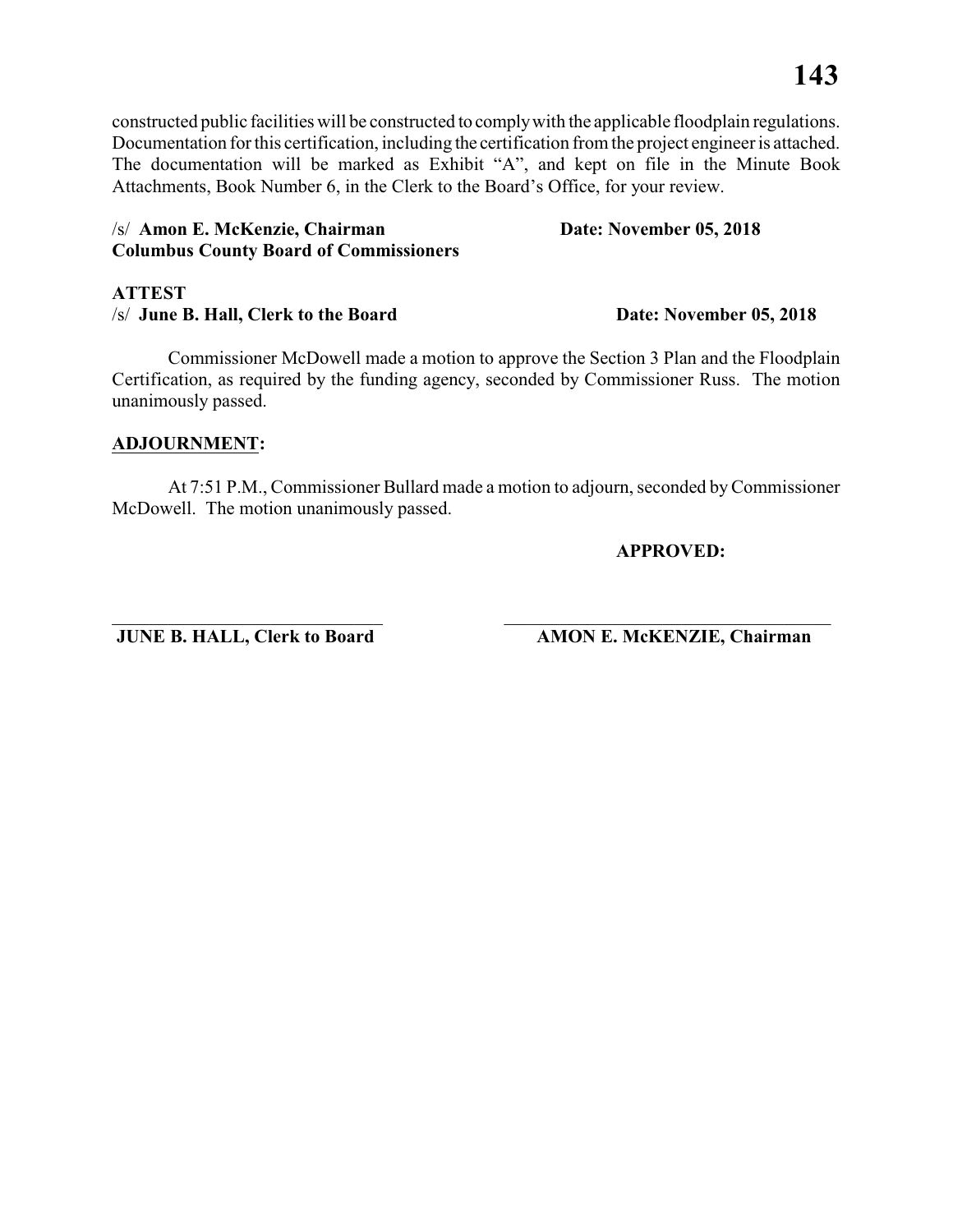constructed public facilities will be constructed to comply with the applicable floodplain regulations. Documentation for this certification, including the certification from the project engineer is attached. The documentation will be marked as Exhibit "A", and kept on file in the Minute Book Attachments, Book Number 6, in the Clerk to the Board's Office, for your review.

/s/ **Amon E. McKenzie, Chairman** **Date: November 05, 2018**
**Columbus County Board of Commissioners**

**ATTEST**
/s/ **June B. Hall, Clerk to the Board** **Date: November 05, 2018**

Commissioner McDowell made a motion to approve the Section 3 Plan and the Floodplain Certification, as required by the funding agency, seconded by Commissioner Russ. The motion unanimously passed.

**ADJOURNMENT:**

At 7:51 P.M., Commissioner Bullard made a motion to adjourn, seconded by Commissioner McDowell. The motion unanimously passed.

**APPROVED:**

\_\_\_\_\_\_\_\_\_\_\_\_\_\_\_\_\_\_\_\_\_\_\_\_\_\_\_\_\_\_ \_\_\_\_\_\_\_\_\_\_\_\_\_\_\_\_\_\_\_\_\_\_\_\_\_\_\_\_\_\_\_\_\_\_\_\_
**JUNE B. HALL, Clerk to Board** **AMON E. McKENZIE, Chairman**